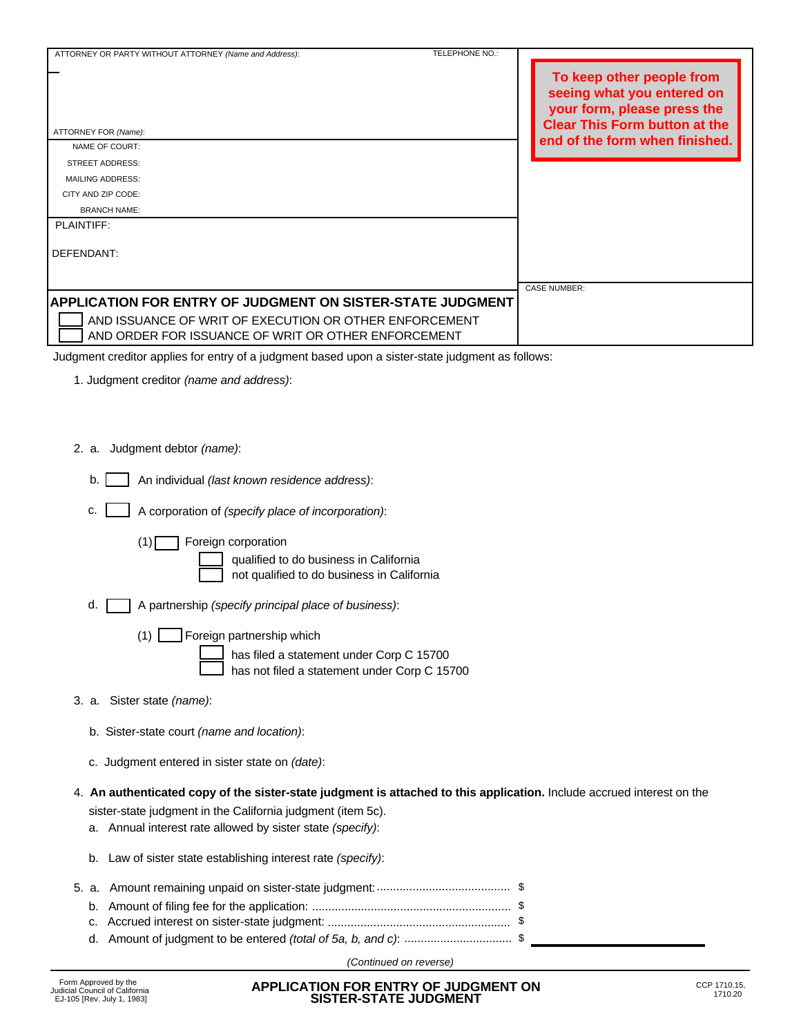ATTORNEY OR PARTY WITHOUT ATTORNEY *(Name and Address)*: TELEPHONE NO.:

ATTORNEY FOR *(Name)*:

NAME OF COURT:

STREET ADDRESS:

MAILING ADDRESS:

CITY AND ZIP CODE:

BRANCH NAME:

PLAINTIFF:

DEFENDANT:

**To keep other people from seeing what you entered on your form, please press the Clear This Form button at the end of the form when finished.**

CASE NUMBER:

**APPLICATION FOR ENTRY OF JUDGMENT ON SISTER-STATE JUDGMENT**

☐ AND ISSUANCE OF WRIT OF EXECUTION OR OTHER ENFORCEMENT

☐ AND ORDER FOR ISSUANCE OF WRIT OR OTHER ENFORCEMENT

Judgment creditor applies for entry of a judgment based upon a sister-state judgment as follows:

1. Judgment creditor *(name and address)*:

2. a. Judgment debtor *(name)*:

   b. ☐ An individual *(last known residence address)*:

   c. ☐ A corporation of *(specify place of incorporation)*:

      (1) ☐ Foreign corporation
         ☐ qualified to do business in California
         ☐ not qualified to do business in California

   d. ☐ A partnership *(specify principal place of business)*:

      (1) ☐ Foreign partnership which
         ☐ has filed a statement under Corp C 15700
         ☐ has not filed a statement under Corp C 15700

3. a. Sister state *(name)*:

   b. Sister-state court *(name and location)*:

   c. Judgment entered in sister state on *(date)*:

4. **An authenticated copy of the sister-state judgment is attached to this application.** Include accrued interest on the sister-state judgment in the California judgment (item 5c).

   a. Annual interest rate allowed by sister state *(specify)*:

   b. Law of sister state establishing interest rate *(specify)*:

5. a. Amount remaining unpaid on sister-state judgment: ........................................ $

   b. Amount of filing fee for the application: ............................................................ $

   c. Accrued interest on sister-state judgment: ....................................................... $

   d. Amount of judgment to be entered *(total of 5a, b, and c)*: ................................ $

*(Continued on reverse)*

Form Approved by the Judicial Council of California
EJ-105 [Rev. July 1, 1983]

**APPLICATION FOR ENTRY OF JUDGMENT ON SISTER-STATE JUDGMENT**

CCP 1710.15, 1710.20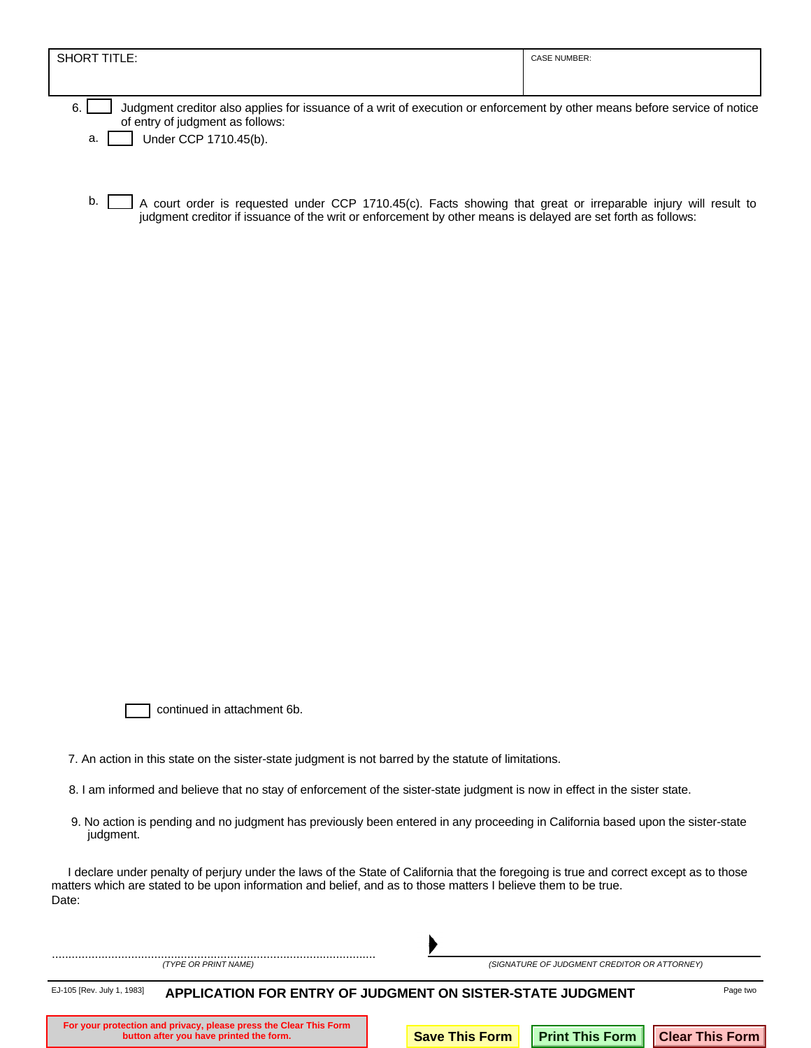| SHORT TITLE: | CASE NUMBER: |
| --- | --- |
| | |

6. ☐ Judgment creditor also applies for issuance of a writ of execution or enforcement by other means before service of notice of entry of judgment as follows:

   a. ☐ Under CCP 1710.45(b).

   b. ☐ A court order is requested under CCP 1710.45(c). Facts showing that great or irreparable injury will result to judgment creditor if issuance of the writ or enforcement by other means is delayed are set forth as follows:

   ☐ continued in attachment 6b.

7. An action in this state on the sister-state judgment is not barred by the statute of limitations.

8. I am informed and believe that no stay of enforcement of the sister-state judgment is now in effect in the sister state.

9. No action is pending and no judgment has previously been entered in any proceeding in California based upon the sister-state judgment.

I declare under penalty of perjury under the laws of the State of California that the foregoing is true and correct except as to those matters which are stated to be upon information and belief, and as to those matters I believe them to be true.

Date:

.................................................................................................
*(TYPE OR PRINT NAME)*

▶ ________________________________________
*(SIGNATURE OF JUDGMENT CREDITOR OR ATTORNEY)*

EJ-105 [Rev. July 1, 1983]

**APPLICATION FOR ENTRY OF JUDGMENT ON SISTER-STATE JUDGMENT**

**For your protection and privacy, please press the Clear This Form button after you have printed the form.**

**Save This Form** **Print This Form** **Clear This Form**